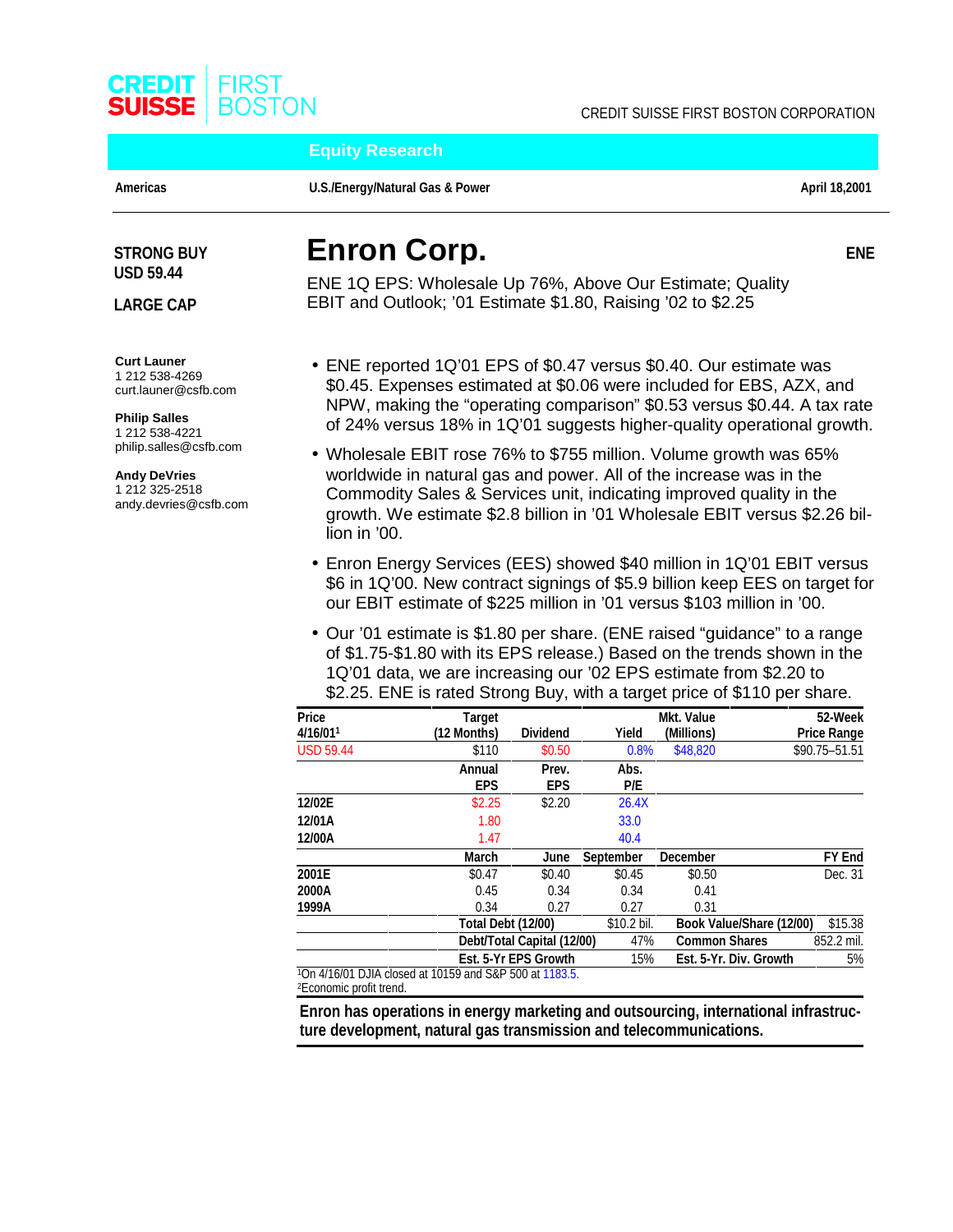CREDIT SUISSE FIRST BOSTON

CREDIT SUISSE FIRST BOSTON CORPORATION

**Equity Research**

**Americas** | **U.S./Energy/Natural Gas & Power** | **April 18,2001**

**STRONG BUY**
**USD 59.44**

**LARGE CAP**

# Enron Corp.

**ENE**

ENE 1Q EPS: Wholesale Up 76%, Above Our Estimate; Quality EBIT and Outlook; '01 Estimate $1.80, Raising '02 to $2.25

**Curt Launer**
1 212 538-4269
curt.launer@csfb.com

**Philip Salles**
1 212 538-4221
philip.salles@csfb.com

**Andy DeVries**
1 212 325-2518
andy.devries@csfb.com

- ENE reported 1Q'01 EPS of $0.47 versus $0.40. Our estimate was $0.45. Expenses estimated at $0.06 were included for EBS, AZX, and NPW, making the "operating comparison" $0.53 versus $0.44. A tax rate of 24% versus 18% in 1Q'01 suggests higher-quality operational growth.
- Wholesale EBIT rose 76% to $755 million. Volume growth was 65% worldwide in natural gas and power. All of the increase was in the Commodity Sales & Services unit, indicating improved quality in the growth. We estimate $2.8 billion in '01 Wholesale EBIT versus $2.26 billion in '00.
- Enron Energy Services (EES) showed $40 million in 1Q'01 EBIT versus $6 in 1Q'00. New contract signings of $5.9 billion keep EES on target for our EBIT estimate of $225 million in '01 versus $103 million in '00.
- Our '01 estimate is $1.80 per share. (ENE raised "guidance" to a range of $1.75-$1.80 with its EPS release.) Based on the trends shown in the 1Q'01 data, we are increasing our '02 EPS estimate from $2.20 to $2.25. ENE is rated Strong Buy, with a target price of $110 per share.

| Price 4/16/01[1] | | Target (12 Months) | Dividend | Yield | Mkt. Value (Millions) | | 52-Week Price Range |
|---|---|---|---|---|---|---|---|
| USD 59.44 | | $110 | $0.50 | 0.8% | $48,820 | | $90.75–51.51 |
| | | **Annual EPS** | **Prev. EPS** | **Abs. P/E** | | | |
| **12/02E** | | $2.25 | $2.20 | 26.4X | | | |
| **12/01A** | | 1.80 | | 33.0 | | | |
| **12/00A** | | 1.47 | | 40.4 | | | |
| | | **March** | **June** | **September** | **December** | | **FY End** |
| **2001E** | | $0.47 | $0.40 | $0.45 | $0.50 | | Dec. 31 |
| **2000A** | | 0.45 | 0.34 | 0.34 | 0.41 | | |
| **1999A** | | 0.34 | 0.27 | 0.27 | 0.31 | | |
| | | **Total Debt (12/00)** | | $10.2 bil. | **Book Value/Share (12/00)** | | $15.38 |
| | | **Debt/Total Capital (12/00)** | | 47% | **Common Shares** | | 852.2 mil. |
| | | **Est. 5-Yr EPS Growth** | | 15% | **Est. 5-Yr. Div. Growth** | | 5% |

[1]On 4/16/01 DJIA closed at 10159 and S&P 500 at 1183.5.
[2]Economic profit trend.

**Enron has operations in energy marketing and outsourcing, international infrastructure development, natural gas transmission and telecommunications.**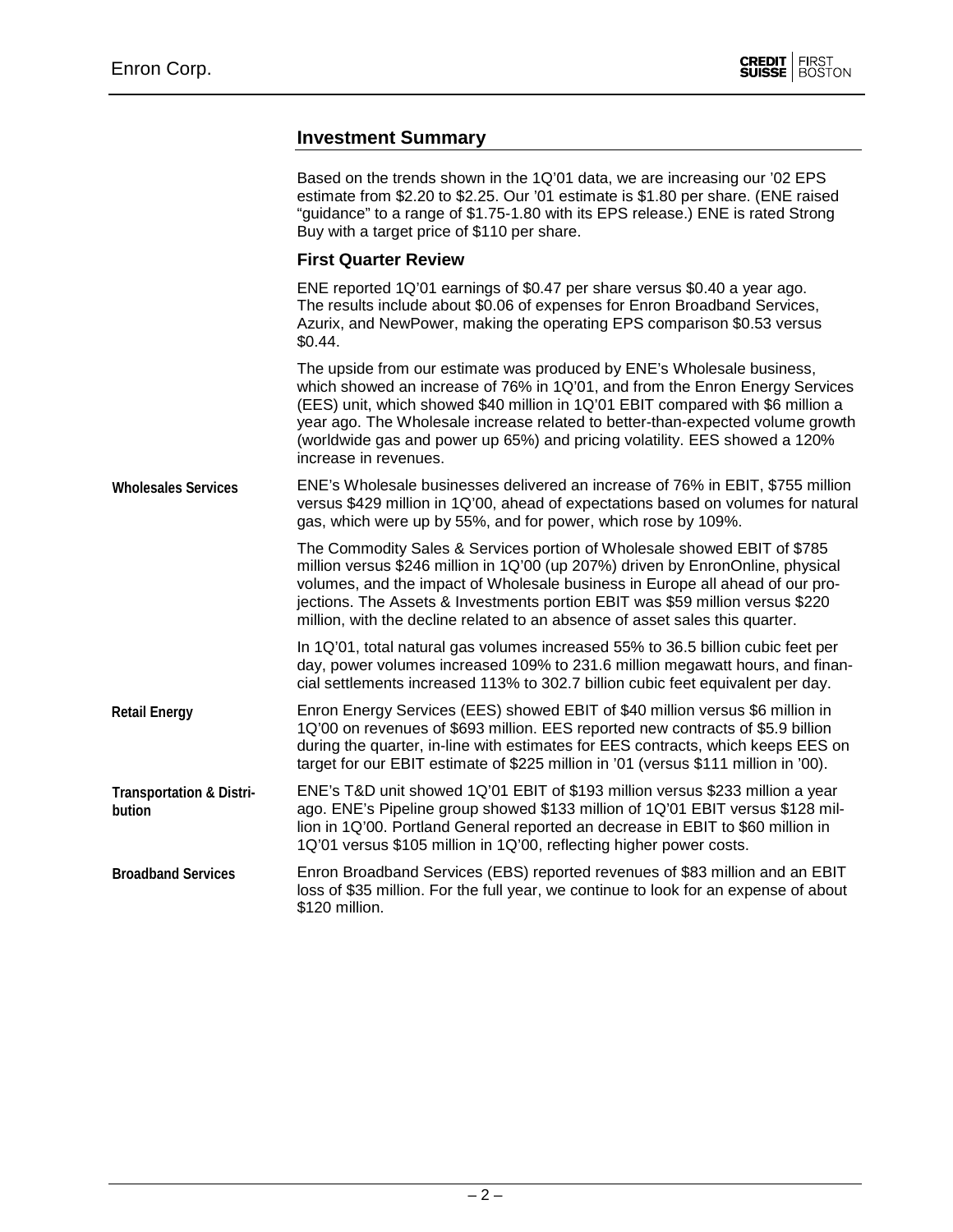## Investment Summary

Based on the trends shown in the 1Q'01 data, we are increasing our '02 EPS estimate from $2.20 to $2.25. Our '01 estimate is $1.80 per share. (ENE raised "guidance" to a range of $1.75-1.80 with its EPS release.) ENE is rated Strong Buy with a target price of $110 per share.

### First Quarter Review

ENE reported 1Q'01 earnings of $0.47 per share versus $0.40 a year ago. The results include about $0.06 of expenses for Enron Broadband Services, Azurix, and NewPower, making the operating EPS comparison $0.53 versus $0.44.

The upside from our estimate was produced by ENE's Wholesale business, which showed an increase of 76% in 1Q'01, and from the Enron Energy Services (EES) unit, which showed $40 million in 1Q'01 EBIT compared with $6 million a year ago. The Wholesale increase related to better-than-expected volume growth (worldwide gas and power up 65%) and pricing volatility. EES showed a 120% increase in revenues.

**Wholesales Services**

ENE's Wholesale businesses delivered an increase of 76% in EBIT, $755 million versus $429 million in 1Q'00, ahead of expectations based on volumes for natural gas, which were up by 55%, and for power, which rose by 109%.

The Commodity Sales & Services portion of Wholesale showed EBIT of $785 million versus $246 million in 1Q'00 (up 207%) driven by EnronOnline, physical volumes, and the impact of Wholesale business in Europe all ahead of our projections. The Assets & Investments portion EBIT was $59 million versus $220 million, with the decline related to an absence of asset sales this quarter.

In 1Q'01, total natural gas volumes increased 55% to 36.5 billion cubic feet per day, power volumes increased 109% to 231.6 million megawatt hours, and financial settlements increased 113% to 302.7 billion cubic feet equivalent per day.

**Retail Energy**

Enron Energy Services (EES) showed EBIT of $40 million versus $6 million in 1Q'00 on revenues of $693 million. EES reported new contracts of $5.9 billion during the quarter, in-line with estimates for EES contracts, which keeps EES on target for our EBIT estimate of $225 million in '01 (versus $111 million in '00).

**Transportation & Distribution**

ENE's T&D unit showed 1Q'01 EBIT of $193 million versus $233 million a year ago. ENE's Pipeline group showed $133 million of 1Q'01 EBIT versus $128 million in 1Q'00. Portland General reported an decrease in EBIT to $60 million in 1Q'01 versus $105 million in 1Q'00, reflecting higher power costs.

**Broadband Services**

Enron Broadband Services (EBS) reported revenues of $83 million and an EBIT loss of $35 million. For the full year, we continue to look for an expense of about $120 million.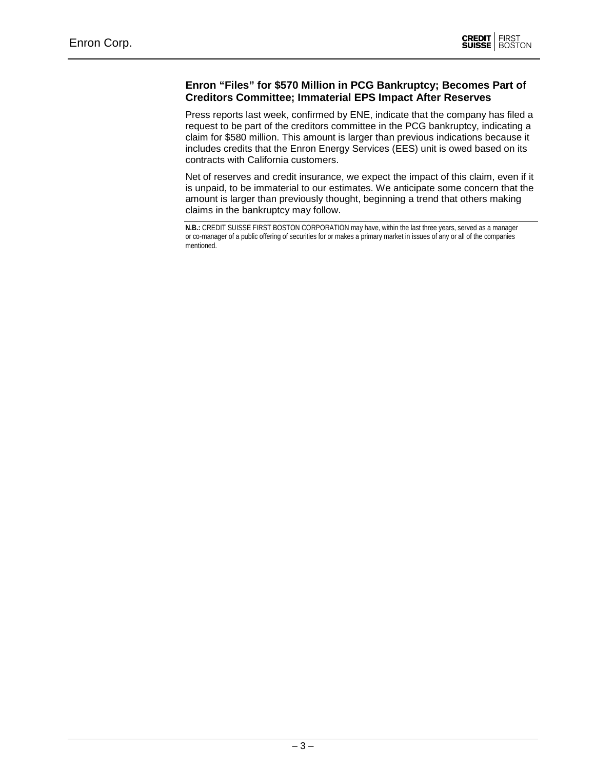### Enron "Files" for $570 Million in PCG Bankruptcy; Becomes Part of Creditors Committee; Immaterial EPS Impact After Reserves

Press reports last week, confirmed by ENE, indicate that the company has filed a request to be part of the creditors committee in the PCG bankruptcy, indicating a claim for $580 million. This amount is larger than previous indications because it includes credits that the Enron Energy Services (EES) unit is owed based on its contracts with California customers.

Net of reserves and credit insurance, we expect the impact of this claim, even if it is unpaid, to be immaterial to our estimates. We anticipate some concern that the amount is larger than previously thought, beginning a trend that others making claims in the bankruptcy may follow.

**N.B.:** CREDIT SUISSE FIRST BOSTON CORPORATION may have, within the last three years, served as a manager or co-manager of a public offering of securities for or makes a primary market in issues of any or all of the companies mentioned.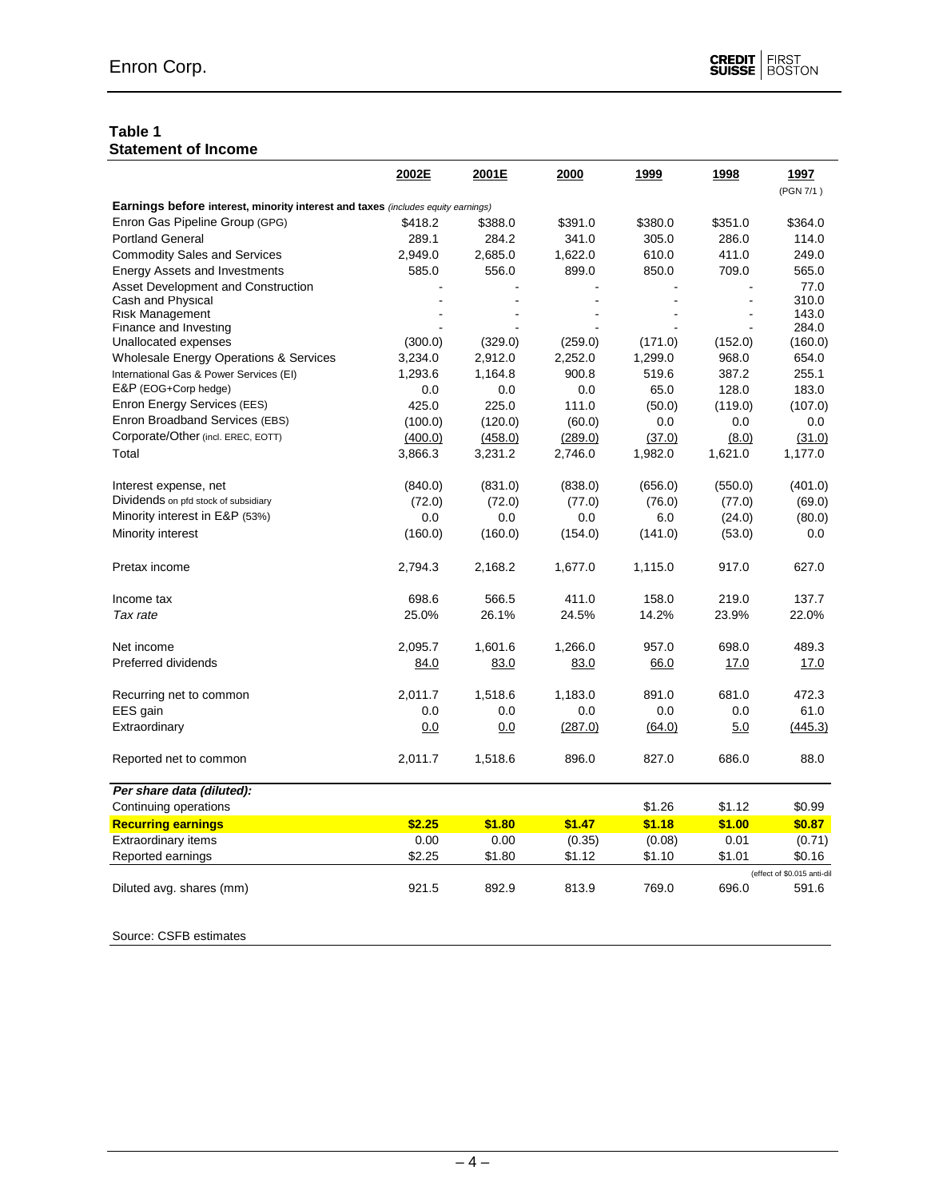## Table 1
## Statement of Income

| | 2002E | 2001E | 2000 | 1999 | 1998 | 1997 (PGN 7/1 ) |
|---|---|---|---|---|---|---|
| **Earnings before** interest, minority interest and taxes *(includes equity earnings)* | | | | | | |
| Enron Gas Pipeline Group (GPG) | $418.2 | $388.0 | $391.0 | $380.0 | $351.0 | $364.0 |
| Portland General | 289.1 | 284.2 | 341.0 | 305.0 | 286.0 | 114.0 |
| Commodity Sales and Services | 2,949.0 | 2,685.0 | 1,622.0 | 610.0 | 411.0 | 249.0 |
| Energy Assets and Investments | 585.0 | 556.0 | 899.0 | 850.0 | 709.0 | 565.0 |
| Asset Development and Construction | - | - | - | - | - | 77.0 |
| Cash and Physical | - | - | - | - | - | 310.0 |
| Risk Management | - | - | - | - | - | 143.0 |
| Finance and Investing | - | - | - | - | - | 284.0 |
| Unallocated expenses | (300.0) | (329.0) | (259.0) | (171.0) | (152.0) | (160.0) |
| Wholesale Energy Operations & Services | 3,234.0 | 2,912.0 | 2,252.0 | 1,299.0 | 968.0 | 654.0 |
| International Gas & Power Services (EI) | 1,293.6 | 1,164.8 | 900.8 | 519.6 | 387.2 | 255.1 |
| E&P (EOG+Corp hedge) | 0.0 | 0.0 | 0.0 | 65.0 | 128.0 | 183.0 |
| Enron Energy Services (EES) | 425.0 | 225.0 | 111.0 | (50.0) | (119.0) | (107.0) |
| Enron Broadband Services (EBS) | (100.0) | (120.0) | (60.0) | 0.0 | 0.0 | 0.0 |
| Corporate/Other (incl. EREC, EOTT) | (400.0) | (458.0) | (289.0) | (37.0) | (8.0) | (31.0) |
| Total | 3,866.3 | 3,231.2 | 2,746.0 | 1,982.0 | 1,621.0 | 1,177.0 |
| | | | | | | |
| Interest expense, net | (840.0) | (831.0) | (838.0) | (656.0) | (550.0) | (401.0) |
| Dividends on pfd stock of subsidiary | (72.0) | (72.0) | (77.0) | (76.0) | (77.0) | (69.0) |
| Minority interest in E&P (53%) | 0.0 | 0.0 | 0.0 | 6.0 | (24.0) | (80.0) |
| Minority interest | (160.0) | (160.0) | (154.0) | (141.0) | (53.0) | 0.0 |
| | | | | | | |
| Pretax income | 2,794.3 | 2,168.2 | 1,677.0 | 1,115.0 | 917.0 | 627.0 |
| | | | | | | |
| Income tax | 698.6 | 566.5 | 411.0 | 158.0 | 219.0 | 137.7 |
| *Tax rate* | 25.0% | 26.1% | 24.5% | 14.2% | 23.9% | 22.0% |
| | | | | | | |
| Net income | 2,095.7 | 1,601.6 | 1,266.0 | 957.0 | 698.0 | 489.3 |
| Preferred dividends | 84.0 | 83.0 | 83.0 | 66.0 | 17.0 | 17.0 |
| | | | | | | |
| Recurring net to common | 2,011.7 | 1,518.6 | 1,183.0 | 891.0 | 681.0 | 472.3 |
| EES gain | 0.0 | 0.0 | 0.0 | 0.0 | 0.0 | 61.0 |
| Extraordinary | 0.0 | 0.0 | (287.0) | (64.0) | 5.0 | (445.3) |
| | | | | | | |
| Reported net to common | 2,011.7 | 1,518.6 | 896.0 | 827.0 | 686.0 | 88.0 |
| ***Per share data (diluted):*** | | | | | | |
| Continuing operations | | | | $1.26 | $1.12 | $0.99 |
| **Recurring earnings** | **$2.25** | **$1.80** | **$1.47** | **$1.18** | **$1.00** | **$0.87** |
| Extraordinary items | 0.00 | 0.00 | (0.35) | (0.08) | 0.01 | (0.71) |
| Reported earnings | $2.25 | $1.80 | $1.12 | $1.10 | $1.01 | $0.16 |
| | | | | | | (effect of $0.015 anti-dil |
| Diluted avg. shares (mm) | 921.5 | 892.9 | 813.9 | 769.0 | 696.0 | 591.6 |

Source: CSFB estimates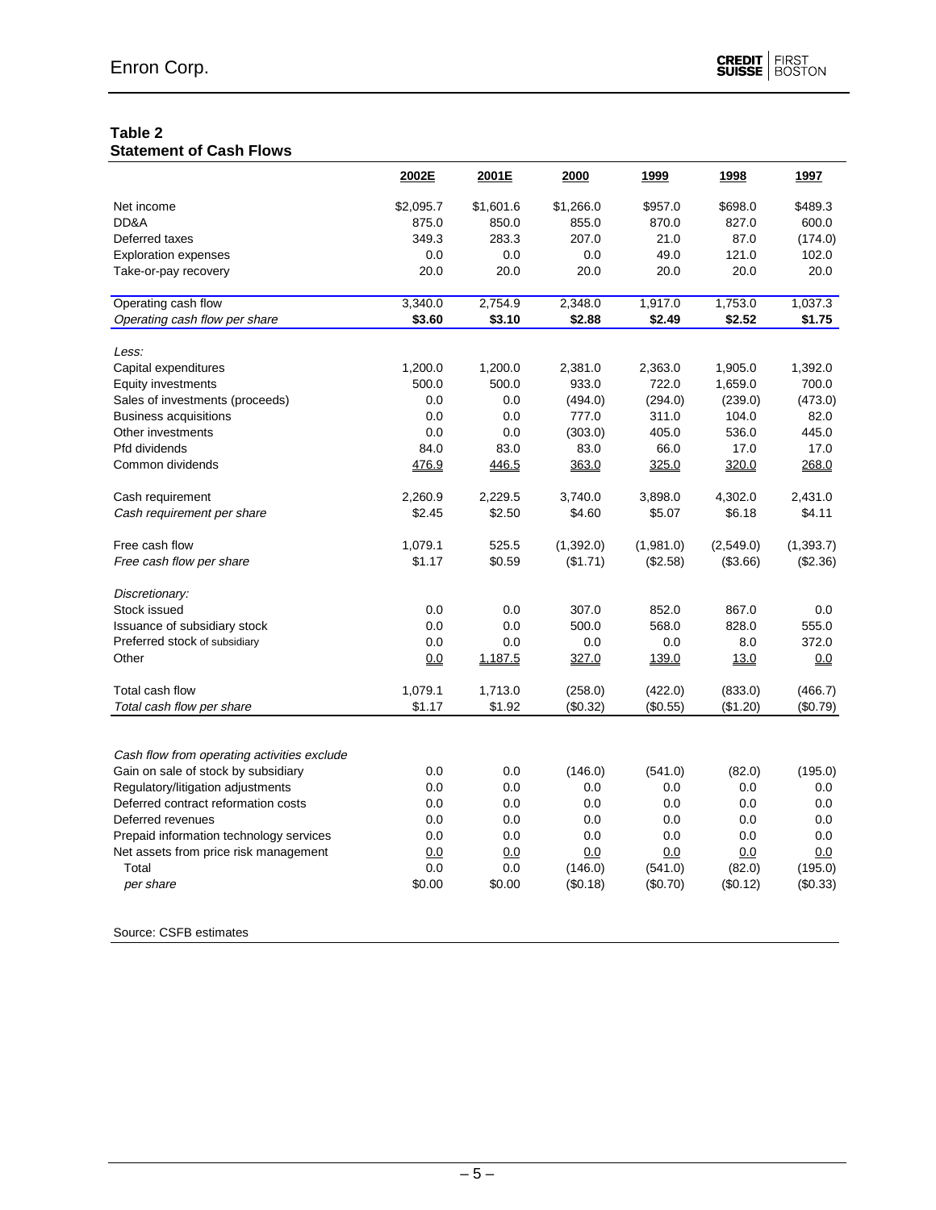**Table 2**
**Statement of Cash Flows**

| | 2002E | 2001E | 2000 | 1999 | 1998 | 1997 |
|---|---|---|---|---|---|---|
| Net income | $2,095.7 | $1,601.6 | $1,266.0 | $957.0 | $698.0 | $489.3 |
| DD&A | 875.0 | 850.0 | 855.0 | 870.0 | 827.0 | 600.0 |
| Deferred taxes | 349.3 | 283.3 | 207.0 | 21.0 | 87.0 | (174.0) |
| Exploration expenses | 0.0 | 0.0 | 0.0 | 49.0 | 121.0 | 102.0 |
| Take-or-pay recovery | 20.0 | 20.0 | 20.0 | 20.0 | 20.0 | 20.0 |
| Operating cash flow | 3,340.0 | 2,754.9 | 2,348.0 | 1,917.0 | 1,753.0 | 1,037.3 |
| *Operating cash flow per share* | **$3.60** | **$3.10** | **$2.88** | **$2.49** | **$2.52** | **$1.75** |
| *Less:* | | | | | | |
| Capital expenditures | 1,200.0 | 1,200.0 | 2,381.0 | 2,363.0 | 1,905.0 | 1,392.0 |
| Equity investments | 500.0 | 500.0 | 933.0 | 722.0 | 1,659.0 | 700.0 |
| Sales of investments (proceeds) | 0.0 | 0.0 | (494.0) | (294.0) | (239.0) | (473.0) |
| Business acquisitions | 0.0 | 0.0 | 777.0 | 311.0 | 104.0 | 82.0 |
| Other investments | 0.0 | 0.0 | (303.0) | 405.0 | 536.0 | 445.0 |
| Pfd dividends | 84.0 | 83.0 | 83.0 | 66.0 | 17.0 | 17.0 |
| Common dividends | 476.9 | 446.5 | 363.0 | 325.0 | 320.0 | 268.0 |
| Cash requirement | 2,260.9 | 2,229.5 | 3,740.0 | 3,898.0 | 4,302.0 | 2,431.0 |
| *Cash requirement per share* | $2.45 | $2.50 | $4.60 | $5.07 | $6.18 | $4.11 |
| Free cash flow | 1,079.1 | 525.5 | (1,392.0) | (1,981.0) | (2,549.0) | (1,393.7) |
| *Free cash flow per share* | $1.17 | $0.59 | ($1.71) | ($2.58) | ($3.66) | ($2.36) |
| *Discretionary:* | | | | | | |
| Stock issued | 0.0 | 0.0 | 307.0 | 852.0 | 867.0 | 0.0 |
| Issuance of subsidiary stock | 0.0 | 0.0 | 500.0 | 568.0 | 828.0 | 555.0 |
| Preferred stock of subsidiary | 0.0 | 0.0 | 0.0 | 0.0 | 8.0 | 372.0 |
| Other | 0.0 | 1,187.5 | 327.0 | 139.0 | 13.0 | 0.0 |
| Total cash flow | 1,079.1 | 1,713.0 | (258.0) | (422.0) | (833.0) | (466.7) |
| *Total cash flow per share* | $1.17 | $1.92 | ($0.32) | ($0.55) | ($1.20) | ($0.79) |
| *Cash flow from operating activities exclude* | | | | | | |
| Gain on sale of stock by subsidiary | 0.0 | 0.0 | (146.0) | (541.0) | (82.0) | (195.0) |
| Regulatory/litigation adjustments | 0.0 | 0.0 | 0.0 | 0.0 | 0.0 | 0.0 |
| Deferred contract reformation costs | 0.0 | 0.0 | 0.0 | 0.0 | 0.0 | 0.0 |
| Deferred revenues | 0.0 | 0.0 | 0.0 | 0.0 | 0.0 | 0.0 |
| Prepaid information technology services | 0.0 | 0.0 | 0.0 | 0.0 | 0.0 | 0.0 |
| Net assets from price risk management | 0.0 | 0.0 | 0.0 | 0.0 | 0.0 | 0.0 |
| Total | 0.0 | 0.0 | (146.0) | (541.0) | (82.0) | (195.0) |
| *per share* | $0.00 | $0.00 | ($0.18) | ($0.70) | ($0.12) | ($0.33) |

Source: CSFB estimates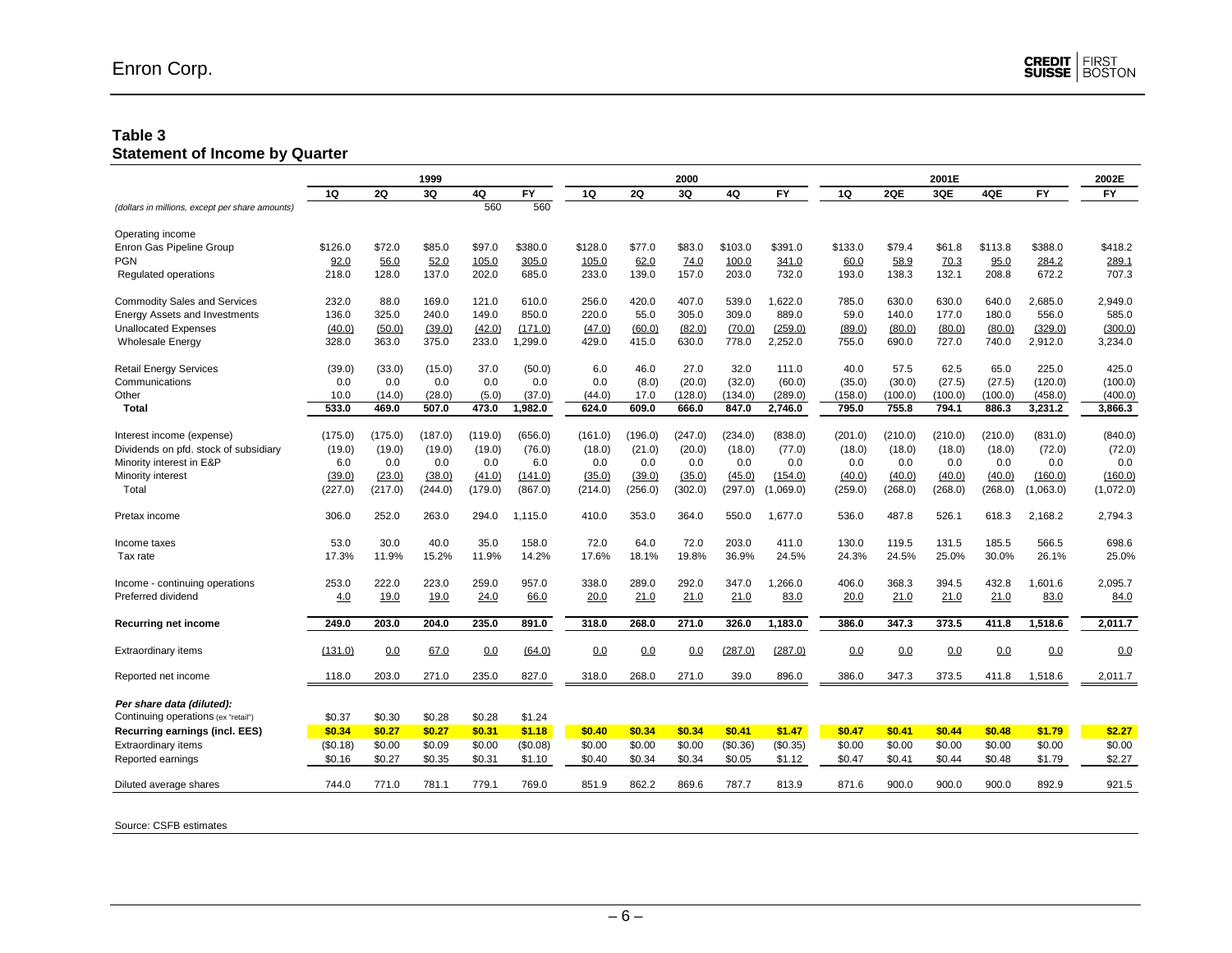## Table 3
### Statement of Income by Quarter

| | 1999 | | | | | 2000 | | | | | 2001E | | | | | 2002E |
|---|---|---|---|---|---|---|---|---|---|---|---|---|---|---|---|---|
| | 1Q | 2Q | 3Q | 4Q | FY | 1Q | 2Q | 3Q | 4Q | FY | 1Q | 2QE | 3QE | 4QE | FY | FY |
| *(dollars in millions, except per share amounts)* | | | | 560 | 560 | | | | | | | | | | | |
| Operating income | | | | | | | | | | | | | | | | |
| Enron Gas Pipeline Group | $126.0 | $72.0 | $85.0 | $97.0 | $380.0 | $128.0 | $77.0 | $83.0 | $103.0 | $391.0 | $133.0 | $79.4 | $61.8 | $113.8 | $388.0 | $418.2 |
| PGN | 92.0 | 56.0 | 52.0 | 105.0 | 305.0 | 105.0 | 62.0 | 74.0 | 100.0 | 341.0 | 60.0 | 58.9 | 70.3 | 95.0 | 284.2 | 289.1 |
| Regulated operations | 218.0 | 128.0 | 137.0 | 202.0 | 685.0 | 233.0 | 139.0 | 157.0 | 203.0 | 732.0 | 193.0 | 138.3 | 132.1 | 208.8 | 672.2 | 707.3 |
| Commodity Sales and Services | 232.0 | 88.0 | 169.0 | 121.0 | 610.0 | 256.0 | 420.0 | 407.0 | 539.0 | 1,622.0 | 785.0 | 630.0 | 630.0 | 640.0 | 2,685.0 | 2,949.0 |
| Energy Assets and Investments | 136.0 | 325.0 | 240.0 | 149.0 | 850.0 | 220.0 | 55.0 | 305.0 | 309.0 | 889.0 | 59.0 | 140.0 | 177.0 | 180.0 | 556.0 | 585.0 |
| Unallocated Expenses | (40.0) | (50.0) | (39.0) | (42.0) | (171.0) | (47.0) | (60.0) | (82.0) | (70.0) | (259.0) | (89.0) | (80.0) | (80.0) | (80.0) | (329.0) | (300.0) |
| Wholesale Energy | 328.0 | 363.0 | 375.0 | 233.0 | 1,299.0 | 429.0 | 415.0 | 630.0 | 778.0 | 2,252.0 | 755.0 | 690.0 | 727.0 | 740.0 | 2,912.0 | 3,234.0 |
| Retail Energy Services | (39.0) | (33.0) | (15.0) | 37.0 | (50.0) | 6.0 | 46.0 | 27.0 | 32.0 | 111.0 | 40.0 | 57.5 | 62.5 | 65.0 | 225.0 | 425.0 |
| Communications | 0.0 | 0.0 | 0.0 | 0.0 | 0.0 | 0.0 | (8.0) | (20.0) | (32.0) | (60.0) | (35.0) | (30.0) | (27.5) | (27.5) | (120.0) | (100.0) |
| Other | 10.0 | (14.0) | (28.0) | (5.0) | (37.0) | (44.0) | 17.0 | (128.0) | (134.0) | (289.0) | (158.0) | (100.0) | (100.0) | (100.0) | (458.0) | (400.0) |
| **Total** | **533.0** | **469.0** | **507.0** | **473.0** | **1,982.0** | **624.0** | **609.0** | **666.0** | **847.0** | **2,746.0** | **795.0** | **755.8** | **794.1** | **886.3** | **3,231.2** | **3,866.3** |
| Interest income (expense) | (175.0) | (175.0) | (187.0) | (119.0) | (656.0) | (161.0) | (196.0) | (247.0) | (234.0) | (838.0) | (201.0) | (210.0) | (210.0) | (210.0) | (831.0) | (840.0) |
| Dividends on pfd. stock of subsidiary | (19.0) | (19.0) | (19.0) | (19.0) | (76.0) | (18.0) | (21.0) | (20.0) | (18.0) | (77.0) | (18.0) | (18.0) | (18.0) | (18.0) | (72.0) | (72.0) |
| Minority interest in E&P | 6.0 | 0.0 | 0.0 | 0.0 | 6.0 | 0.0 | 0.0 | 0.0 | 0.0 | 0.0 | 0.0 | 0.0 | 0.0 | 0.0 | 0.0 | 0.0 |
| Minority interest | (39.0) | (23.0) | (38.0) | (41.0) | (141.0) | (35.0) | (39.0) | (35.0) | (45.0) | (154.0) | (40.0) | (40.0) | (40.0) | (40.0) | (160.0) | (160.0) |
| Total | (227.0) | (217.0) | (244.0) | (179.0) | (867.0) | (214.0) | (256.0) | (302.0) | (297.0) | (1,069.0) | (259.0) | (268.0) | (268.0) | (268.0) | (1,063.0) | (1,072.0) |
| Pretax income | 306.0 | 252.0 | 263.0 | 294.0 | 1,115.0 | 410.0 | 353.0 | 364.0 | 550.0 | 1,677.0 | 536.0 | 487.8 | 526.1 | 618.3 | 2,168.2 | 2,794.3 |
| Income taxes | 53.0 | 30.0 | 40.0 | 35.0 | 158.0 | 72.0 | 64.0 | 72.0 | 203.0 | 411.0 | 130.0 | 119.5 | 131.5 | 185.5 | 566.5 | 698.6 |
| Tax rate | 17.3% | 11.9% | 15.2% | 11.9% | 14.2% | 17.6% | 18.1% | 19.8% | 36.9% | 24.5% | 24.3% | 24.5% | 25.0% | 30.0% | 26.1% | 25.0% |
| Income - continuing operations | 253.0 | 222.0 | 223.0 | 259.0 | 957.0 | 338.0 | 289.0 | 292.0 | 347.0 | 1,266.0 | 406.0 | 368.3 | 394.5 | 432.8 | 1,601.6 | 2,095.7 |
| Preferred dividend | 4.0 | 19.0 | 19.0 | 24.0 | 66.0 | 20.0 | 21.0 | 21.0 | 21.0 | 83.0 | 20.0 | 21.0 | 21.0 | 21.0 | 83.0 | 84.0 |
| **Recurring net income** | **249.0** | **203.0** | **204.0** | **235.0** | **891.0** | **318.0** | **268.0** | **271.0** | **326.0** | **1,183.0** | **386.0** | **347.3** | **373.5** | **411.8** | **1,518.6** | **2,011.7** |
| Extraordinary items | (131.0) | 0.0 | 67.0 | 0.0 | (64.0) | 0.0 | 0.0 | 0.0 | (287.0) | (287.0) | 0.0 | 0.0 | 0.0 | 0.0 | 0.0 | 0.0 |
| Reported net income | 118.0 | 203.0 | 271.0 | 235.0 | 827.0 | 318.0 | 268.0 | 271.0 | 39.0 | 896.0 | 386.0 | 347.3 | 373.5 | 411.8 | 1,518.6 | 2,011.7 |
| ***Per share data (diluted):*** | | | | | | | | | | | | | | | | |
| Continuing operations (ex "retail") | $0.37 | $0.30 | $0.28 | $0.28 | $1.24 | | | | | | | | | | | |
| **Recurring earnings (incl. EES)** | **$0.34** | **$0.27** | **$0.27** | **$0.31** | **$1.18** | **$0.40** | **$0.34** | **$0.34** | **$0.41** | **$1.47** | **$0.47** | **$0.41** | **$0.44** | **$0.48** | **$1.79** | **$2.27** |
| Extraordinary items | ($0.18) | $0.00 | $0.09 | $0.00 | ($0.08) | $0.00 | $0.00 | $0.00 | ($0.36) | ($0.35) | $0.00 | $0.00 | $0.00 | $0.00 | $0.00 | $0.00 |
| Reported earnings | $0.16 | $0.27 | $0.35 | $0.31 | $1.10 | $0.40 | $0.34 | $0.34 | $0.05 | $1.12 | $0.47 | $0.41 | $0.44 | $0.48 | $1.79 | $2.27 |
| Diluted average shares | 744.0 | 771.0 | 781.1 | 779.1 | 769.0 | 851.9 | 862.2 | 869.6 | 787.7 | 813.9 | 871.6 | 900.0 | 900.0 | 900.0 | 892.9 | 921.5 |

Source: CSFB estimates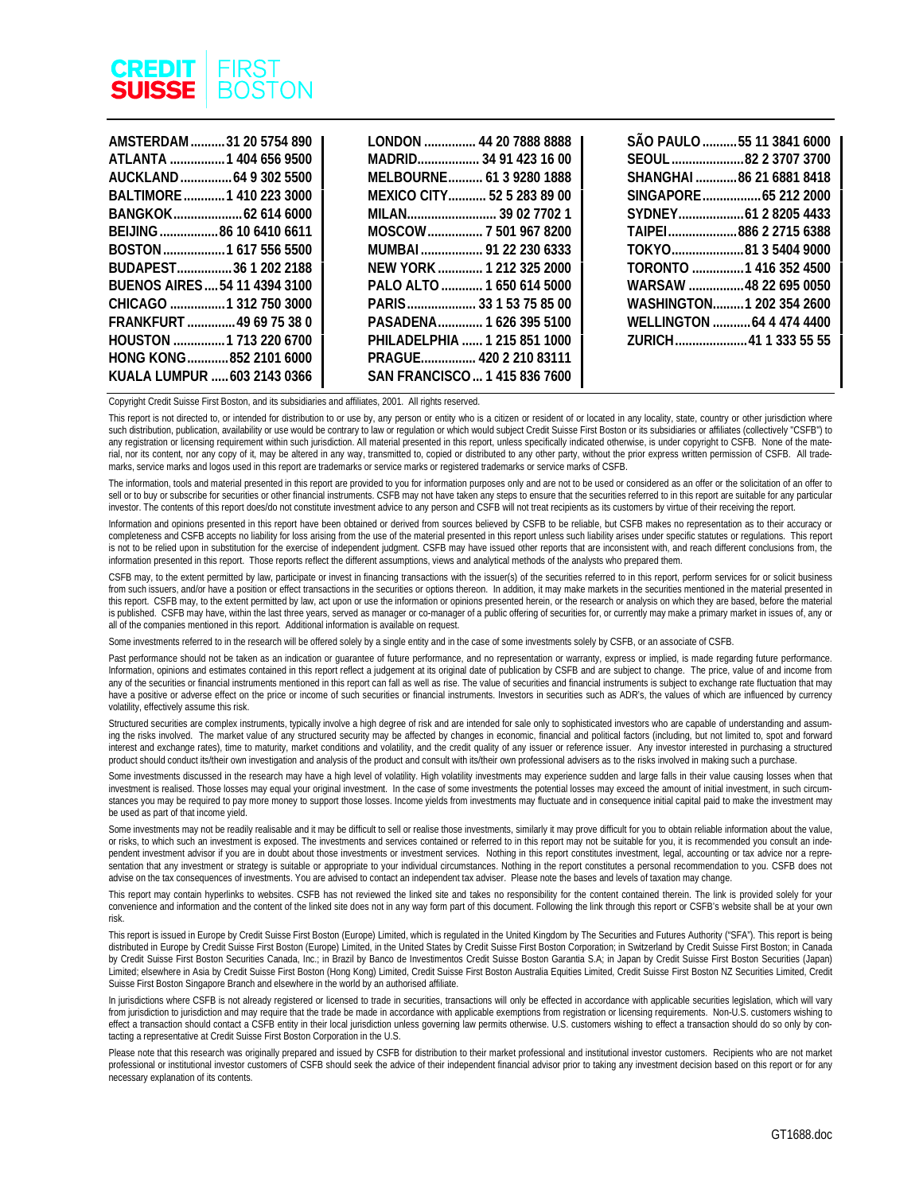**CREDIT SUISSE | FIRST BOSTON**

| | | |
|---|---|---|
| AMSTERDAM .......... 31 20 5754 890 | LONDON ............... 44 20 7888 8888 | SÃO PAULO .......... 55 11 3841 6000 |
| ATLANTA ................ 1 404 656 9500 | MADRID.................. 34 91 423 16 00 | SEOUL ..................... 82 2 3707 3700 |
| AUCKLAND ............... 64 9 302 5500 | MELBOURNE.......... 61 3 9280 1888 | SHANGHAI ............ 86 21 6881 8418 |
| BALTIMORE ............ 1 410 223 3000 | MEXICO CITY........... 52 5 283 89 00 | SINGAPORE................. 65 212 2000 |
| BANGKOK.................... 62 614 6000 | MILAN.......................... 39 02 7702 1 | SYDNEY................... 61 2 8205 4433 |
| BEIJING ................. 86 10 6410 6611 | MOSCOW................ 7 501 967 8200 | TAIPEI.................... 886 2 2715 6388 |
| BOSTON .................. 1 617 556 5500 | MUMBAI .................. 91 22 230 6333 | TOKYO..................... 81 3 5404 9000 |
| BUDAPEST................ 36 1 202 2188 | NEW YORK ............. 1 212 325 2000 | TORONTO ............... 1 416 352 4500 |
| BUENOS AIRES .... 54 11 4394 3100 | PALO ALTO ............ 1 650 614 5000 | WARSAW ................ 48 22 695 0050 |
| CHICAGO ................ 1 312 750 3000 | PARIS.................... 33 1 53 75 85 00 | WASHINGTON......... 1 202 354 2600 |
| FRANKFURT .............. 49 69 75 38 0 | PASADENA............. 1 626 395 5100 | WELLINGTON ........... 64 4 474 4400 |
| HOUSTON ............... 1 713 220 6700 | PHILADELPHIA ...... 1 215 851 1000 | ZURICH..................... 41 1 333 55 55 |
| HONG KONG............ 852 2101 6000 | PRAGUE................ 420 2 210 83111 | |
| KUALA LUMPUR ..... 603 2143 0366 | SAN FRANCISCO ... 1 415 836 7600 | |

Copyright Credit Suisse First Boston, and its subsidiaries and affiliates, 2001. All rights reserved.

This report is not directed to, or intended for distribution to or use by, any person or entity who is a citizen or resident of or located in any locality, state, country or other jurisdiction where such distribution, publication, availability or use would be contrary to law or regulation or which would subject Credit Suisse First Boston or its subsidiaries or affiliates (collectively "CSFB") to any registration or licensing requirement within such jurisdiction. All material presented in this report, unless specifically indicated otherwise, is under copyright to CSFB. None of the material, nor its content, nor any copy of it, may be altered in any way, transmitted to, copied or distributed to any other party, without the prior express written permission of CSFB. All trademarks, service marks and logos used in this report are trademarks or service marks or registered trademarks or service marks of CSFB.

The information, tools and material presented in this report are provided to you for information purposes only and are not to be used or considered as an offer or the solicitation of an offer to sell or to buy or subscribe for securities or other financial instruments. CSFB may not have taken any steps to ensure that the securities referred to in this report are suitable for any particular investor. The contents of this report does/do not constitute investment advice to any person and CSFB will not treat recipients as its customers by virtue of their receiving the report.

Information and opinions presented in this report have been obtained or derived from sources believed by CSFB to be reliable, but CSFB makes no representation as to their accuracy or completeness and CSFB accepts no liability for loss arising from the use of the material presented in this report unless such liability arises under specific statutes or regulations. This report is not to be relied upon in substitution for the exercise of independent judgment. CSFB may have issued other reports that are inconsistent with, and reach different conclusions from, the information presented in this report. Those reports reflect the different assumptions, views and analytical methods of the analysts who prepared them.

CSFB may, to the extent permitted by law, participate or invest in financing transactions with the issuer(s) of the securities referred to in this report, perform services for or solicit business from such issuers, and/or have a position or effect transactions in the securities or options thereon. In addition, it may make markets in the securities mentioned in the material presented in this report. CSFB may, to the extent permitted by law, act upon or use the information or opinions presented herein, or the research or analysis on which they are based, before the material is published. CSFB may have, within the last three years, served as manager or co-manager of a public offering of securities for, or currently may make a primary market in issues of, any or all of the companies mentioned in this report. Additional information is available on request.

Some investments referred to in the research will be offered solely by a single entity and in the case of some investments solely by CSFB, or an associate of CSFB.

Past performance should not be taken as an indication or guarantee of future performance, and no representation or warranty, express or implied, is made regarding future performance. Information, opinions and estimates contained in this report reflect a judgement at its original date of publication by CSFB and are subject to change. The price, value of and income from any of the securities or financial instruments mentioned in this report can fall as well as rise. The value of securities and financial instruments is subject to exchange rate fluctuation that may have a positive or adverse effect on the price or income of such securities or financial instruments. Investors in securities such as ADR's, the values of which are influenced by currency volatility, effectively assume this risk.

Structured securities are complex instruments, typically involve a high degree of risk and are intended for sale only to sophisticated investors who are capable of understanding and assuming the risks involved. The market value of any structured security may be affected by changes in economic, financial and political factors (including, but not limited to, spot and forward interest and exchange rates), time to maturity, market conditions and volatility, and the credit quality of any issuer or reference issuer. Any investor interested in purchasing a structured product should conduct its/their own investigation and analysis of the product and consult with its/their own professional advisers as to the risks involved in making such a purchase.

Some investments discussed in the research may have a high level of volatility. High volatility investments may experience sudden and large falls in their value causing losses when that investment is realised. Those losses may equal your original investment. In the case of some investments the potential losses may exceed the amount of initial investment, in such circumstances you may be required to pay more money to support those losses. Income yields from investments may fluctuate and in consequence initial capital paid to make the investment may be used as part of that income yield.

Some investments may not be readily realisable and it may be difficult to sell or realise those investments, similarly it may prove difficult for you to obtain reliable information about the value, or risks, to which such an investment is exposed. The investments and services contained or referred to in this report may not be suitable for you, it is recommended you consult an independent investment advisor if you are in doubt about those investments or investment services. Nothing in this report constitutes investment, legal, accounting or tax advice or a representation that any investment or strategy is suitable or appropriate to your individual circumstances. Nothing in the report constitutes a personal recommendation to you. CSFB does not advise on the tax consequences of investments. You are advised to contact an independent tax adviser. Please note the bases and levels of taxation may change.

This report may contain hyperlinks to websites. CSFB has not reviewed the linked site and takes no responsibility for the content contained therein. The link is provided solely for your convenience and information and the content of the linked site does not in any way form part of this document. Following the link through this report or CSFB's website shall be at your own risk.

This report is issued in Europe by Credit Suisse First Boston (Europe) Limited, which is regulated in the United Kingdom by The Securities and Futures Authority ("SFA"). This report is being distributed in Europe by Credit Suisse First Boston (Europe) Limited, in the United States by Credit Suisse First Boston Corporation; in Switzerland by Credit Suisse First Boston; in Canada by Credit Suisse First Boston Securities Canada, Inc.; in Brazil by Banco de Investimentos Credit Suisse Boston Garantia S.A; in Japan by Credit Suisse First Boston Securities (Japan) Limited; elsewhere in Asia by Credit Suisse First Boston (Hong Kong) Limited, Credit Suisse First Boston Australia Equities Limited, Credit Suisse First Boston NZ Securities Limited, Credit Suisse First Boston Singapore Branch and elsewhere in the world by an authorised affiliate.

In jurisdictions where CSFB is not already registered or licensed to trade in securities, transactions will only be effected in accordance with applicable securities legislation, which will vary from jurisdiction to jurisdiction and may require that the trade be made in accordance with applicable exemptions from registration or licensing requirements. Non-U.S. customers wishing to effect a transaction should contact a CSFB entity in their local jurisdiction unless governing law permits otherwise. U.S. customers wishing to effect a transaction should do so only by contacting a representative at Credit Suisse First Boston Corporation in the U.S.

Please note that this research was originally prepared and issued by CSFB for distribution to their market professional and institutional investor customers. Recipients who are not market professional or institutional investor customers of CSFB should seek the advice of their independent financial advisor prior to taking any investment decision based on this report or for any necessary explanation of its contents.

GT1688.doc